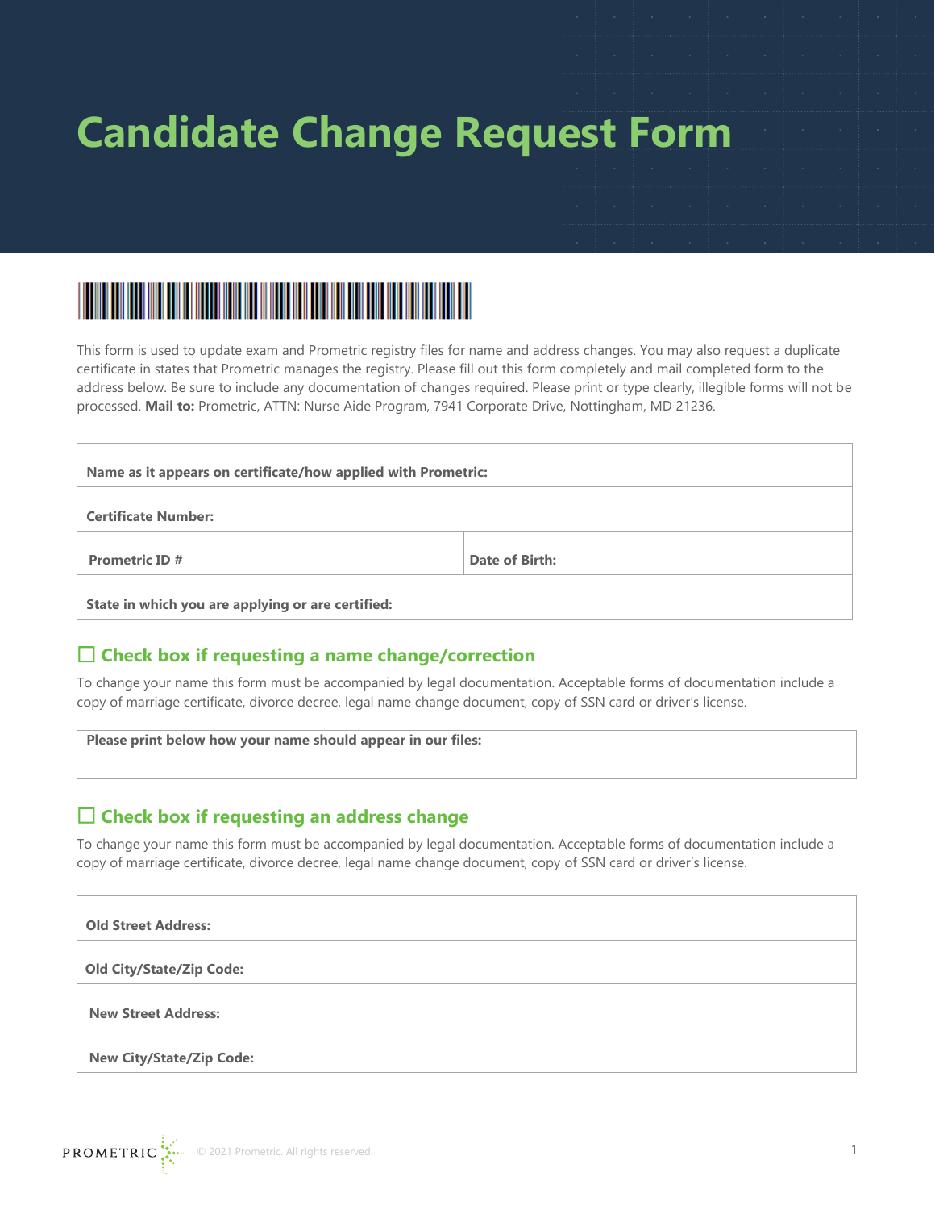# Candidate Change Request Form

This form is used to update exam and Prometric registry files for name and address changes. You may also request a duplicate certificate in states that Prometric manages the registry. Please fill out this form completely and mail completed form to the address below. Be sure to include any documentation of changes required. Please print or type clearly, illegible forms will not be processed. **Mail to:** Prometric, ATTN: Nurse Aide Program, 7941 Corporate Drive, Nottingham, MD 21236.

| **Name as it appears on certificate/how applied with Prometric:** | |
|---|---|
| **Certificate Number:** | |
| **Prometric ID #** | **Date of Birth:** |
| **State in which you are applying or are certified:** | |

## ☐ Check box if requesting a name change/correction

To change your name this form must be accompanied by legal documentation. Acceptable forms of documentation include a copy of marriage certificate, divorce decree, legal name change document, copy of SSN card or driver's license.

| **Please print below how your name should appear in our files:** |
|---|
| |

## ☐ Check box if requesting an address change

To change your name this form must be accompanied by legal documentation. Acceptable forms of documentation include a copy of marriage certificate, divorce decree, legal name change document, copy of SSN card or driver's license.

| **Old Street Address:** |
|---|
| **Old City/State/Zip Code:** |
| **New Street Address:** |
| **New City/State/Zip Code:** |

© 2021 Prometric. All rights reserved.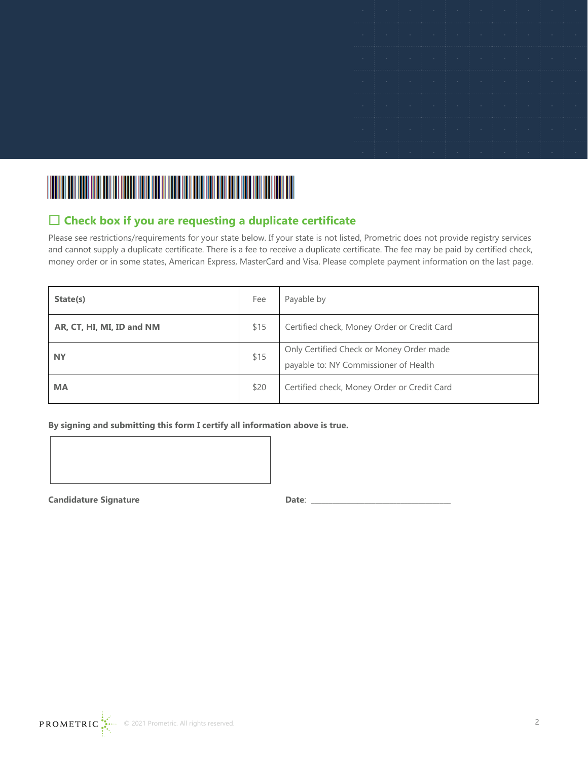## ☐ Check box if you are requesting a duplicate certificate

Please see restrictions/requirements for your state below. If your state is not listed, Prometric does not provide registry services and cannot supply a duplicate certificate. There is a fee to receive a duplicate certificate. The fee may be paid by certified check, money order or in some states, American Express, MasterCard and Visa. Please complete payment information on the last page.

| State(s) | Fee | Payable by |
|---|---|---|
| **AR, CT, HI, MI, ID and NM** | $15 | Certified check, Money Order or Credit Card |
| **NY** | $15 | Only Certified Check or Money Order made payable to: NY Commissioner of Health |
| **MA** | $20 | Certified check, Money Order or Credit Card |

**By signing and submitting this form I certify all information above is true.**

**Candidature Signature**

**Date**: ___________________________________

© 2021 Prometric. All rights reserved.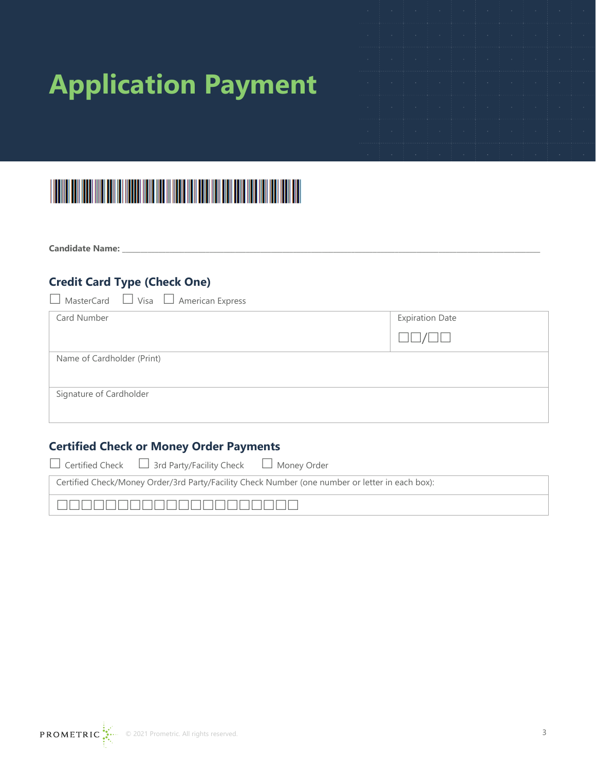# Application Payment

**Candidate Name:** ______________________________________________________________________________

## Credit Card Type (Check One)

☐ MasterCard ☐ Visa ☐ American Express

| | |
|---|---|
| Card Number | Expiration Date<br>☐☐/☐☐ |
| Name of Cardholder (Print) | |
| Signature of Cardholder | |

## Certified Check or Money Order Payments

☐ Certified Check ☐ 3rd Party/Facility Check ☐ Money Order

| |
|---|
| Certified Check/Money Order/3rd Party/Facility Check Number (one number or letter in each box): |
| ☐☐☐☐☐☐☐☐☐☐☐☐☐☐☐☐☐☐☐☐ |

© 2021 Prometric. All rights reserved.